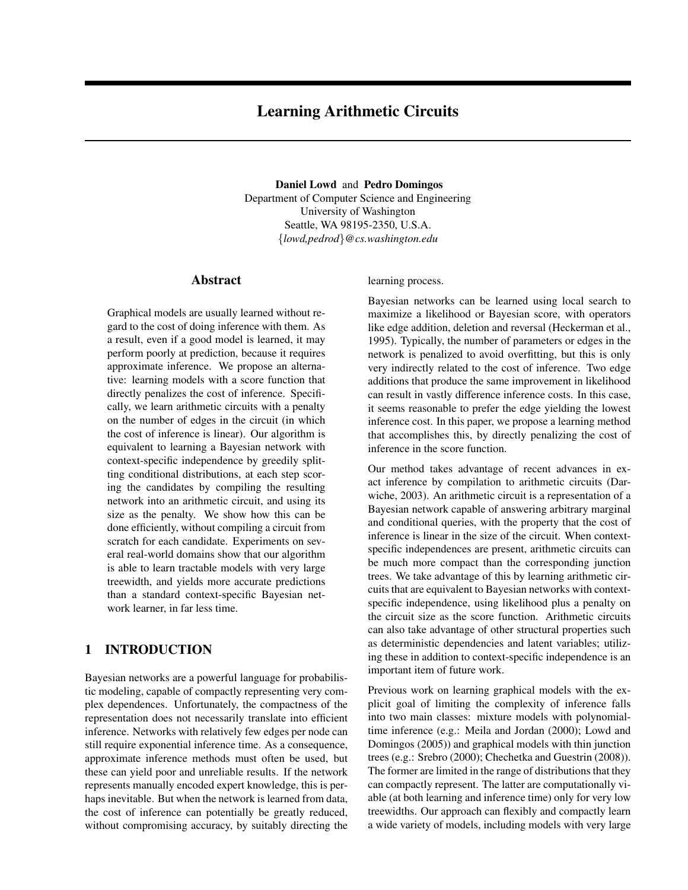# Learning Arithmetic Circuits

**Daniel Lowd** and **Pedro Domingos**
Department of Computer Science and Engineering
University of Washington
Seattle, WA 98195-2350, U.S.A.
{*lowd,pedrod*}*@cs.washington.edu*

## Abstract

Graphical models are usually learned without regard to the cost of doing inference with them. As a result, even if a good model is learned, it may perform poorly at prediction, because it requires approximate inference. We propose an alternative: learning models with a score function that directly penalizes the cost of inference. Specifically, we learn arithmetic circuits with a penalty on the number of edges in the circuit (in which the cost of inference is linear). Our algorithm is equivalent to learning a Bayesian network with context-specific independence by greedily splitting conditional distributions, at each step scoring the candidates by compiling the resulting network into an arithmetic circuit, and using its size as the penalty. We show how this can be done efficiently, without compiling a circuit from scratch for each candidate. Experiments on several real-world domains show that our algorithm is able to learn tractable models with very large treewidth, and yields more accurate predictions than a standard context-specific Bayesian network learner, in far less time.

## 1 INTRODUCTION

Bayesian networks are a powerful language for probabilistic modeling, capable of compactly representing very complex dependences. Unfortunately, the compactness of the representation does not necessarily translate into efficient inference. Networks with relatively few edges per node can still require exponential inference time. As a consequence, approximate inference methods must often be used, but these can yield poor and unreliable results. If the network represents manually encoded expert knowledge, this is perhaps inevitable. But when the network is learned from data, the cost of inference can potentially be greatly reduced, without compromising accuracy, by suitably directing the learning process.

Bayesian networks can be learned using local search to maximize a likelihood or Bayesian score, with operators like edge addition, deletion and reversal (Heckerman et al., 1995). Typically, the number of parameters or edges in the network is penalized to avoid overfitting, but this is only very indirectly related to the cost of inference. Two edge additions that produce the same improvement in likelihood can result in vastly difference inference costs. In this case, it seems reasonable to prefer the edge yielding the lowest inference cost. In this paper, we propose a learning method that accomplishes this, by directly penalizing the cost of inference in the score function.

Our method takes advantage of recent advances in exact inference by compilation to arithmetic circuits (Darwiche, 2003). An arithmetic circuit is a representation of a Bayesian network capable of answering arbitrary marginal and conditional queries, with the property that the cost of inference is linear in the size of the circuit. When context-specific independences are present, arithmetic circuits can be much more compact than the corresponding junction trees. We take advantage of this by learning arithmetic circuits that are equivalent to Bayesian networks with context-specific independence, using likelihood plus a penalty on the circuit size as the score function. Arithmetic circuits can also take advantage of other structural properties such as deterministic dependencies and latent variables; utilizing these in addition to context-specific independence is an important item of future work.

Previous work on learning graphical models with the explicit goal of limiting the complexity of inference falls into two main classes: mixture models with polynomial-time inference (e.g.: Meila and Jordan (2000); Lowd and Domingos (2005)) and graphical models with thin junction trees (e.g.: Srebro (2000); Chechetka and Guestrin (2008)). The former are limited in the range of distributions that they can compactly represent. The latter are computationally viable (at both learning and inference time) only for very low treewidths. Our approach can flexibly and compactly learn a wide variety of models, including models with very large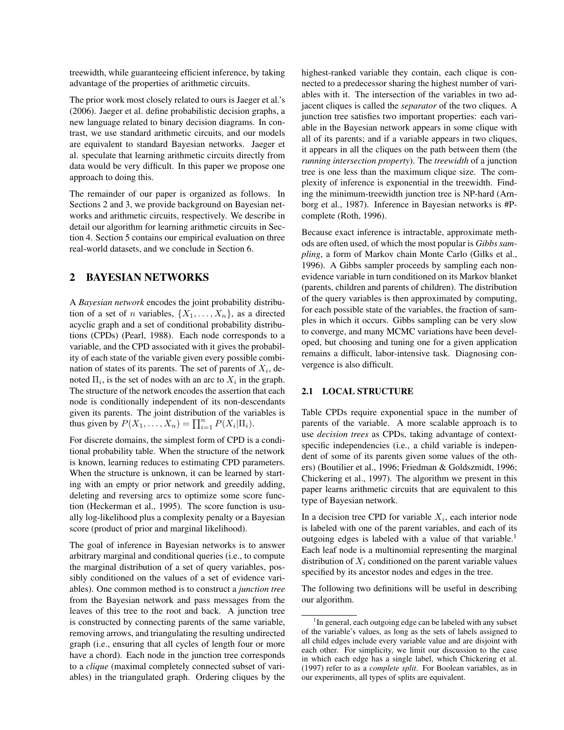treewidth, while guaranteeing efficient inference, by taking advantage of the properties of arithmetic circuits.

The prior work most closely related to ours is Jaeger et al.'s (2006). Jaeger et al. define probabilistic decision graphs, a new language related to binary decision diagrams. In contrast, we use standard arithmetic circuits, and our models are equivalent to standard Bayesian networks. Jaeger et al. speculate that learning arithmetic circuits directly from data would be very difficult. In this paper we propose one approach to doing this.

The remainder of our paper is organized as follows. In Sections 2 and 3, we provide background on Bayesian networks and arithmetic circuits, respectively. We describe in detail our algorithm for learning arithmetic circuits in Section 4. Section 5 contains our empirical evaluation on three real-world datasets, and we conclude in Section 6.

## 2 BAYESIAN NETWORKS

A *Bayesian network* encodes the joint probability distribution of a set of $n$ variables, $\{X_1, \ldots, X_n\}$, as a directed acyclic graph and a set of conditional probability distributions (CPDs) (Pearl, 1988). Each node corresponds to a variable, and the CPD associated with it gives the probability of each state of the variable given every possible combination of states of its parents. The set of parents of $X_i$, denoted $\Pi_i$, is the set of nodes with an arc to $X_i$ in the graph. The structure of the network encodes the assertion that each node is conditionally independent of its non-descendants given its parents. The joint distribution of the variables is thus given by $P(X_1, \ldots, X_n) = \prod_{i=1}^{n} P(X_i|\Pi_i)$.

For discrete domains, the simplest form of CPD is a conditional probability table. When the structure of the network is known, learning reduces to estimating CPD parameters. When the structure is unknown, it can be learned by starting with an empty or prior network and greedily adding, deleting and reversing arcs to optimize some score function (Heckerman et al., 1995). The score function is usually log-likelihood plus a complexity penalty or a Bayesian score (product of prior and marginal likelihood).

The goal of inference in Bayesian networks is to answer arbitrary marginal and conditional queries (i.e., to compute the marginal distribution of a set of query variables, possibly conditioned on the values of a set of evidence variables). One common method is to construct a *junction tree* from the Bayesian network and pass messages from the leaves of this tree to the root and back. A junction tree is constructed by connecting parents of the same variable, removing arrows, and triangulating the resulting undirected graph (i.e., ensuring that all cycles of length four or more have a chord). Each node in the junction tree corresponds to a *clique* (maximal completely connected subset of variables) in the triangulated graph. Ordering cliques by the highest-ranked variable they contain, each clique is connected to a predecessor sharing the highest number of variables with it. The intersection of the variables in two adjacent cliques is called the *separator* of the two cliques. A junction tree satisfies two important properties: each variable in the Bayesian network appears in some clique with all of its parents; and if a variable appears in two cliques, it appears in all the cliques on the path between them (the *running intersection property*). The *treewidth* of a junction tree is one less than the maximum clique size. The complexity of inference is exponential in the treewidth. Finding the minimum-treewidth junction tree is NP-hard (Arnborg et al., 1987). Inference in Bayesian networks is #P-complete (Roth, 1996).

Because exact inference is intractable, approximate methods are often used, of which the most popular is *Gibbs sampling*, a form of Markov chain Monte Carlo (Gilks et al., 1996). A Gibbs sampler proceeds by sampling each non-evidence variable in turn conditioned on its Markov blanket (parents, children and parents of children). The distribution of the query variables is then approximated by computing, for each possible state of the variables, the fraction of samples in which it occurs. Gibbs sampling can be very slow to converge, and many MCMC variations have been developed, but choosing and tuning one for a given application remains a difficult, labor-intensive task. Diagnosing convergence is also difficult.

### 2.1 LOCAL STRUCTURE

Table CPDs require exponential space in the number of parents of the variable. A more scalable approach is to use *decision trees* as CPDs, taking advantage of context-specific independencies (i.e., a child variable is independent of some of its parents given some values of the others) (Boutilier et al., 1996; Friedman & Goldszmidt, 1996; Chickering et al., 1997). The algorithm we present in this paper learns arithmetic circuits that are equivalent to this type of Bayesian network.

In a decision tree CPD for variable $X_i$, each interior node is labeled with one of the parent variables, and each of its outgoing edges is labeled with a value of that variable.[1] Each leaf node is a multinomial representing the marginal distribution of $X_i$ conditioned on the parent variable values specified by its ancestor nodes and edges in the tree.

The following two definitions will be useful in describing our algorithm.

[1] In general, each outgoing edge can be labeled with any subset of the variable's values, as long as the sets of labels assigned to all child edges include every variable value and are disjoint with each other. For simplicity, we limit our discussion to the case in which each edge has a single label, which Chickering et al. (1997) refer to as a *complete split*. For Boolean variables, as in our experiments, all types of splits are equivalent.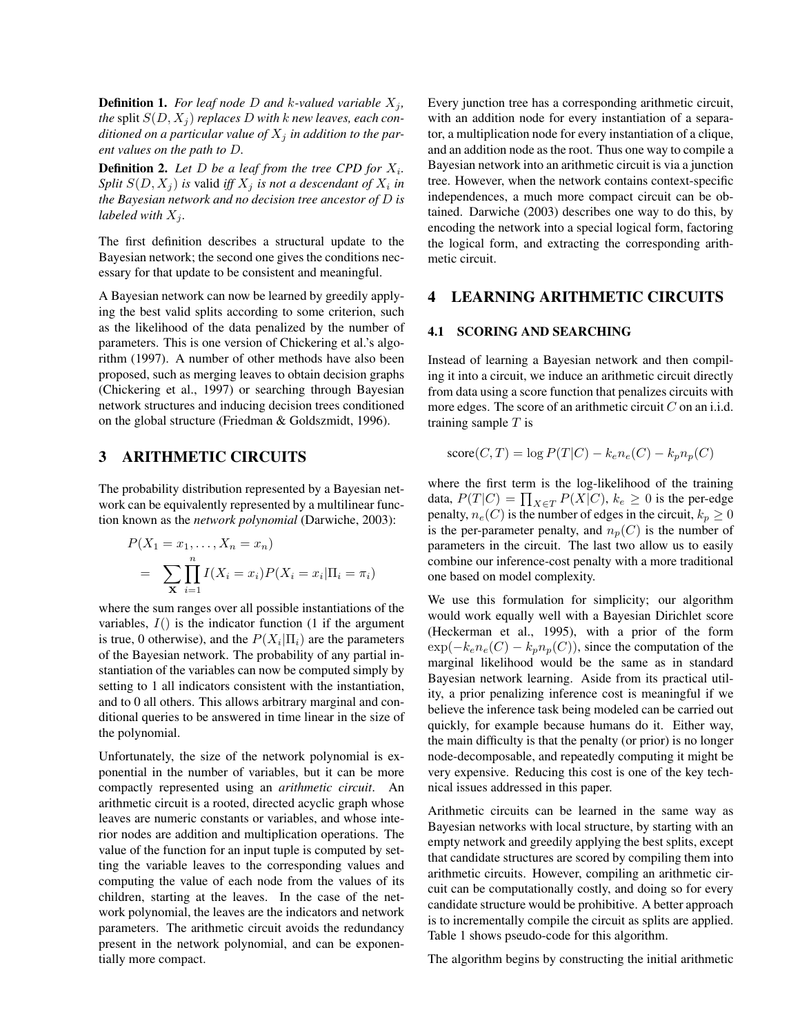**Definition 1.** *For leaf node $D$ and $k$-valued variable $X_j$, the* split $S(D, X_j)$ *replaces $D$ with $k$ new leaves, each conditioned on a particular value of $X_j$ in addition to the parent values on the path to $D$.*

**Definition 2.** *Let $D$ be a leaf from the tree CPD for $X_i$. Split $S(D, X_j)$ is* valid *iff $X_j$ is not a descendant of $X_i$ in the Bayesian network and no decision tree ancestor of $D$ is labeled with $X_j$.*

The first definition describes a structural update to the Bayesian network; the second one gives the conditions necessary for that update to be consistent and meaningful.

A Bayesian network can now be learned by greedily applying the best valid splits according to some criterion, such as the likelihood of the data penalized by the number of parameters. This is one version of Chickering et al.'s algorithm (1997). A number of other methods have also been proposed, such as merging leaves to obtain decision graphs (Chickering et al., 1997) or searching through Bayesian network structures and inducing decision trees conditioned on the global structure (Friedman & Goldszmidt, 1996).

## 3 ARITHMETIC CIRCUITS

The probability distribution represented by a Bayesian network can be equivalently represented by a multilinear function known as the *network polynomial* (Darwiche, 2003):

$$
\begin{aligned}
&P(X_1 = x_1, \ldots, X_n = x_n) \\
&= \sum_{\mathbf{X}} \prod_{i=1}^{n} I(X_i = x_i) P(X_i = x_i | \Pi_i = \pi_i)
\end{aligned}
$$

where the sum ranges over all possible instantiations of the variables, $I()$ is the indicator function (1 if the argument is true, 0 otherwise), and the $P(X_i|\Pi_i)$ are the parameters of the Bayesian network. The probability of any partial instantiation of the variables can now be computed simply by setting to 1 all indicators consistent with the instantiation, and to 0 all others. This allows arbitrary marginal and conditional queries to be answered in time linear in the size of the polynomial.

Unfortunately, the size of the network polynomial is exponential in the number of variables, but it can be more compactly represented using an *arithmetic circuit*. An arithmetic circuit is a rooted, directed acyclic graph whose leaves are numeric constants or variables, and whose interior nodes are addition and multiplication operations. The value of the function for an input tuple is computed by setting the variable leaves to the corresponding values and computing the value of each node from the values of its children, starting at the leaves. In the case of the network polynomial, the leaves are the indicators and network parameters. The arithmetic circuit avoids the redundancy present in the network polynomial, and can be exponentially more compact.

Every junction tree has a corresponding arithmetic circuit, with an addition node for every instantiation of a separator, a multiplication node for every instantiation of a clique, and an addition node as the root. Thus one way to compile a Bayesian network into an arithmetic circuit is via a junction tree. However, when the network contains context-specific independences, a much more compact circuit can be obtained. Darwiche (2003) describes one way to do this, by encoding the network into a special logical form, factoring the logical form, and extracting the corresponding arithmetic circuit.

## 4 LEARNING ARITHMETIC CIRCUITS

### 4.1 SCORING AND SEARCHING

Instead of learning a Bayesian network and then compiling it into a circuit, we induce an arithmetic circuit directly from data using a score function that penalizes circuits with more edges. The score of an arithmetic circuit $C$ on an i.i.d. training sample $T$ is

$$
\text{score}(C, T) = \log P(T|C) - k_e n_e(C) - k_p n_p(C)
$$

where the first term is the log-likelihood of the training data, $P(T|C) = \prod_{X \in T} P(X|C)$, $k_e \geq 0$ is the per-edge penalty, $n_e(C)$ is the number of edges in the circuit, $k_p \geq 0$ is the per-parameter penalty, and $n_p(C)$ is the number of parameters in the circuit. The last two allow us to easily combine our inference-cost penalty with a more traditional one based on model complexity.

We use this formulation for simplicity; our algorithm would work equally well with a Bayesian Dirichlet score (Heckerman et al., 1995), with a prior of the form $\exp(-k_e n_e(C) - k_p n_p(C))$, since the computation of the marginal likelihood would be the same as in standard Bayesian network learning. Aside from its practical utility, a prior penalizing inference cost is meaningful if we believe the inference task being modeled can be carried out quickly, for example because humans do it. Either way, the main difficulty is that the penalty (or prior) is no longer node-decomposable, and repeatedly computing it might be very expensive. Reducing this cost is one of the key technical issues addressed in this paper.

Arithmetic circuits can be learned in the same way as Bayesian networks with local structure, by starting with an empty network and greedily applying the best splits, except that candidate structures are scored by compiling them into arithmetic circuits. However, compiling an arithmetic circuit can be computationally costly, and doing so for every candidate structure would be prohibitive. A better approach is to incrementally compile the circuit as splits are applied. Table 1 shows pseudo-code for this algorithm.

The algorithm begins by constructing the initial arithmetic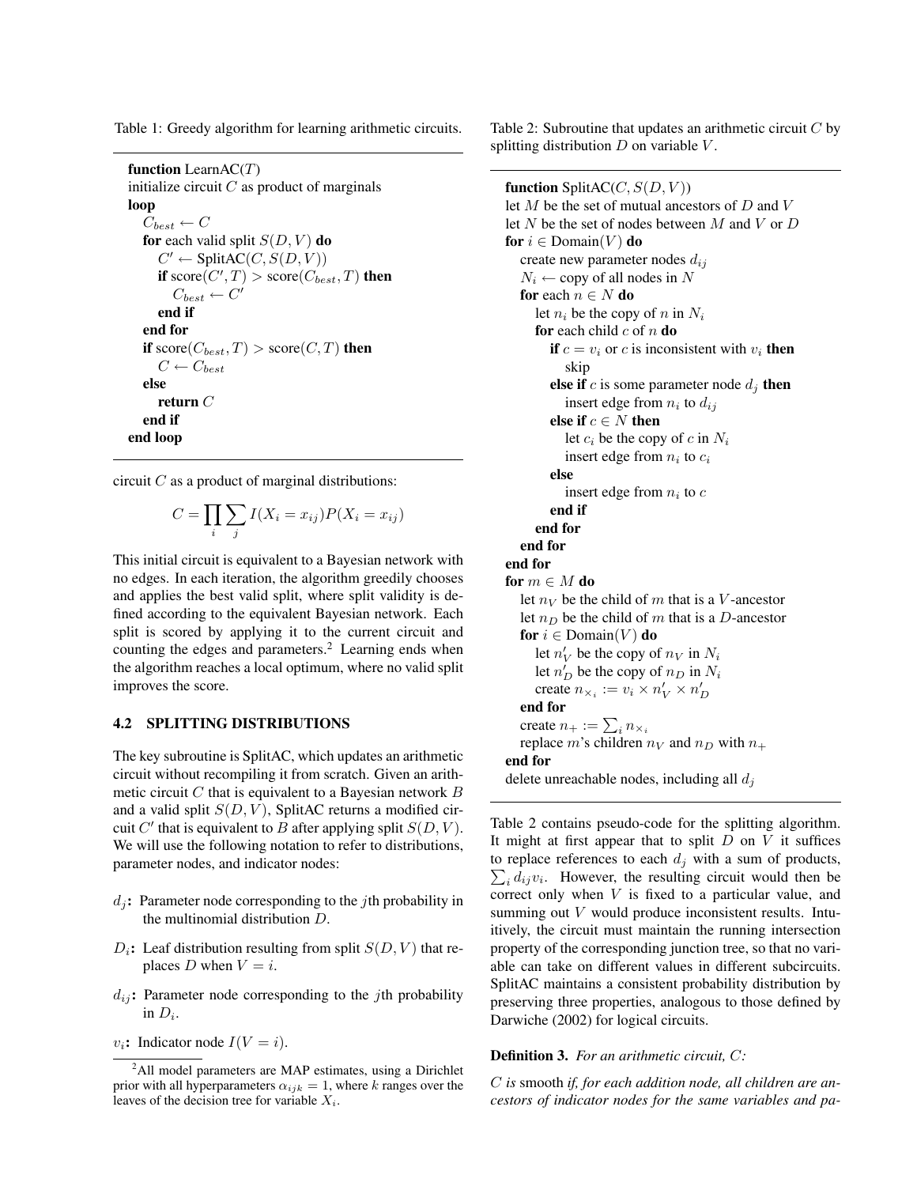Table 1: Greedy algorithm for learning arithmetic circuits.

```
function LearnAC(T)
initialize circuit C as product of marginals
loop
    C_best ← C
    for each valid split S(D, V) do
        C' ← SplitAC(C, S(D, V))
        if score(C', T) > score(C_best, T) then
            C_best ← C'
        end if
    end for
    if score(C_best, T) > score(C, T) then
        C ← C_best
    else
        return C
    end if
end loop
```

circuit $C$ as a product of marginal distributions:

$$C = \prod_i \sum_j I(X_i = x_{ij}) P(X_i = x_{ij})$$

This initial circuit is equivalent to a Bayesian network with no edges. In each iteration, the algorithm greedily chooses and applies the best valid split, where split validity is defined according to the equivalent Bayesian network. Each split is scored by applying it to the current circuit and counting the edges and parameters.[2] Learning ends when the algorithm reaches a local optimum, where no valid split improves the score.

### 4.2 SPLITTING DISTRIBUTIONS

The key subroutine is SplitAC, which updates an arithmetic circuit without recompiling it from scratch. Given an arithmetic circuit $C$ that is equivalent to a Bayesian network $B$ and a valid split $S(D, V)$, SplitAC returns a modified circuit $C'$ that is equivalent to $B$ after applying split $S(D, V)$. We will use the following notation to refer to distributions, parameter nodes, and indicator nodes:

- **$d_j$:** Parameter node corresponding to the $j$th probability in the multinomial distribution $D$.
- **$D_i$:** Leaf distribution resulting from split $S(D, V)$ that replaces $D$ when $V = i$.
- **$d_{ij}$:** Parameter node corresponding to the $j$th probability in $D_i$.
- **$v_i$:** Indicator node $I(V = i)$.

[2] All model parameters are MAP estimates, using a Dirichlet prior with all hyperparameters $\alpha_{ijk} = 1$, where $k$ ranges over the leaves of the decision tree for variable $X_i$.

Table 2: Subroutine that updates an arithmetic circuit $C$ by splitting distribution $D$ on variable $V$.

```
function SplitAC(C, S(D, V))
let M be the set of mutual ancestors of D and V
let N be the set of nodes between M and V or D
for i ∈ Domain(V) do
    create new parameter nodes d_ij
    N_i ← copy of all nodes in N
    for each n ∈ N do
        let n_i be the copy of n in N_i
        for each child c of n do
            if c = v_i or c is inconsistent with v_i then
                skip
            else if c is some parameter node d_j then
                insert edge from n_i to d_ij
            else if c ∈ N then
                let c_i be the copy of c in N_i
                insert edge from n_i to c_i
            else
                insert edge from n_i to c
            end if
        end for
    end for
end for
for m ∈ M do
    let n_V be the child of m that is a V-ancestor
    let n_D be the child of m that is a D-ancestor
    for i ∈ Domain(V) do
        let n'_V be the copy of n_V in N_i
        let n'_D be the copy of n_D in N_i
        create n_×i := v_i × n'_V × n'_D
    end for
    create n_+ := Σ_i n_×i
    replace m's children n_V and n_D with n_+
end for
delete unreachable nodes, including all d_j
```

Table 2 contains pseudo-code for the splitting algorithm. It might at first appear that to split $D$ on $V$ it suffices to replace references to each $d_j$ with a sum of products, $\sum_i d_{ij} v_i$. However, the resulting circuit would then be correct only when $V$ is fixed to a particular value, and summing out $V$ would produce inconsistent results. Intuitively, the circuit must maintain the running intersection property of the corresponding junction tree, so that no variable can take on different values in different subcircuits. SplitAC maintains a consistent probability distribution by preserving three properties, analogous to those defined by Darwiche (2002) for logical circuits.

**Definition 3.** *For an arithmetic circuit, $C$:*

*$C$ is* smooth *if, for each addition node, all children are ancestors of indicator nodes for the same variables and pa-*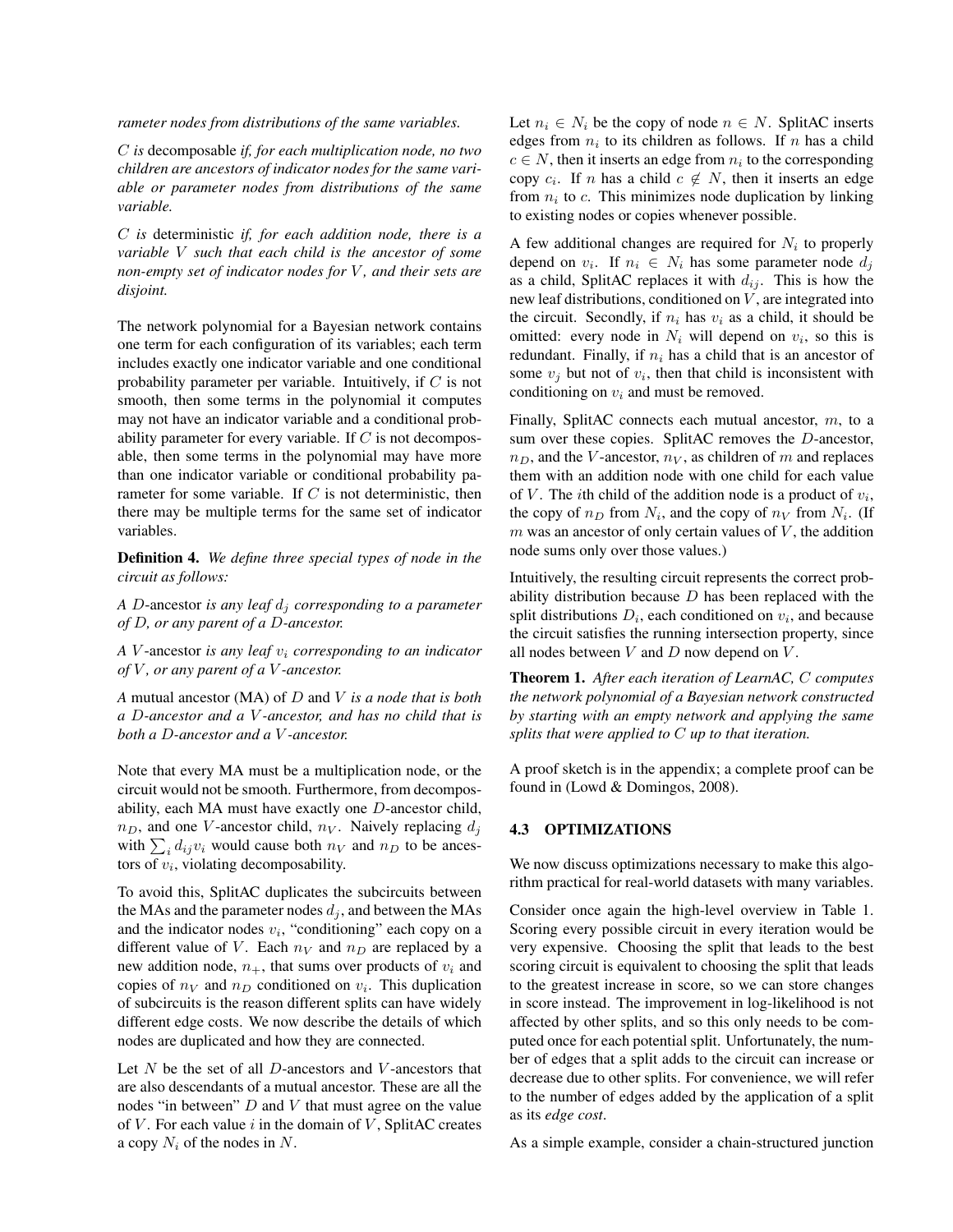*rameter nodes from distributions of the same variables.*

*$C$ is* decomposable *if, for each multiplication node, no two children are ancestors of indicator nodes for the same variable or parameter nodes from distributions of the same variable.*

*$C$ is* deterministic *if, for each addition node, there is a variable $V$ such that each child is the ancestor of some non-empty set of indicator nodes for $V$, and their sets are disjoint.*

The network polynomial for a Bayesian network contains one term for each configuration of its variables; each term includes exactly one indicator variable and one conditional probability parameter per variable. Intuitively, if $C$ is not smooth, then some terms in the polynomial it computes may not have an indicator variable and a conditional probability parameter for every variable. If $C$ is not decomposable, then some terms in the polynomial may have more than one indicator variable or conditional probability parameter for some variable. If $C$ is not deterministic, then there may be multiple terms for the same set of indicator variables.

**Definition 4.** *We define three special types of node in the circuit as follows:*

*A $D$-ancestor is any leaf $d_j$ corresponding to a parameter of $D$, or any parent of a $D$-ancestor.*

*A $V$-ancestor is any leaf $v_i$ corresponding to an indicator of $V$, or any parent of a $V$-ancestor.*

*A* mutual ancestor (MA) of $D$ and $V$ *is a node that is both a $D$-ancestor and a $V$-ancestor, and has no child that is both a $D$-ancestor and a $V$-ancestor.*

Note that every MA must be a multiplication node, or the circuit would not be smooth. Furthermore, from decomposability, each MA must have exactly one $D$-ancestor child, $n_D$, and one $V$-ancestor child, $n_V$. Naively replacing $d_j$ with $\sum_i d_{ij} v_i$ would cause both $n_V$ and $n_D$ to be ancestors of $v_i$, violating decomposability.

To avoid this, SplitAC duplicates the subcircuits between the MAs and the parameter nodes $d_j$, and between the MAs and the indicator nodes $v_i$, "conditioning" each copy on a different value of $V$. Each $n_V$ and $n_D$ are replaced by a new addition node, $n_+$, that sums over products of $v_i$ and copies of $n_V$ and $n_D$ conditioned on $v_i$. This duplication of subcircuits is the reason different splits can have widely different edge costs. We now describe the details of which nodes are duplicated and how they are connected.

Let $N$ be the set of all $D$-ancestors and $V$-ancestors that are also descendants of a mutual ancestor. These are all the nodes "in between" $D$ and $V$ that must agree on the value of $V$. For each value $i$ in the domain of $V$, SplitAC creates a copy $N_i$ of the nodes in $N$.

Let $n_i \in N_i$ be the copy of node $n \in N$. SplitAC inserts edges from $n_i$ to its children as follows. If $n$ has a child $c \in N$, then it inserts an edge from $n_i$ to the corresponding copy $c_i$. If $n$ has a child $c \notin N$, then it inserts an edge from $n_i$ to $c$. This minimizes node duplication by linking to existing nodes or copies whenever possible.

A few additional changes are required for $N_i$ to properly depend on $v_i$. If $n_i \in N_i$ has some parameter node $d_j$ as a child, SplitAC replaces it with $d_{ij}$. This is how the new leaf distributions, conditioned on $V$, are integrated into the circuit. Secondly, if $n_i$ has $v_i$ as a child, it should be omitted: every node in $N_i$ will depend on $v_i$, so this is redundant. Finally, if $n_i$ has a child that is an ancestor of some $v_j$ but not of $v_i$, then that child is inconsistent with conditioning on $v_i$ and must be removed.

Finally, SplitAC connects each mutual ancestor, $m$, to a sum over these copies. SplitAC removes the $D$-ancestor, $n_D$, and the $V$-ancestor, $n_V$, as children of $m$ and replaces them with an addition node with one child for each value of $V$. The $i$th child of the addition node is a product of $v_i$, the copy of $n_D$ from $N_i$, and the copy of $n_V$ from $N_i$. (If $m$ was an ancestor of only certain values of $V$, the addition node sums only over those values.)

Intuitively, the resulting circuit represents the correct probability distribution because $D$ has been replaced with the split distributions $D_i$, each conditioned on $v_i$, and because the circuit satisfies the running intersection property, since all nodes between $V$ and $D$ now depend on $V$.

**Theorem 1.** *After each iteration of LearnAC, $C$ computes the network polynomial of a Bayesian network constructed by starting with an empty network and applying the same splits that were applied to $C$ up to that iteration.*

A proof sketch is in the appendix; a complete proof can be found in (Lowd & Domingos, 2008).

### 4.3 OPTIMIZATIONS

We now discuss optimizations necessary to make this algorithm practical for real-world datasets with many variables.

Consider once again the high-level overview in Table 1. Scoring every possible circuit in every iteration would be very expensive. Choosing the split that leads to the best scoring circuit is equivalent to choosing the split that leads to the greatest increase in score, so we can store changes in score instead. The improvement in log-likelihood is not affected by other splits, and so this only needs to be computed once for each potential split. Unfortunately, the number of edges that a split adds to the circuit can increase or decrease due to other splits. For convenience, we will refer to the number of edges added by the application of a split as its *edge cost*.

As a simple example, consider a chain-structured junction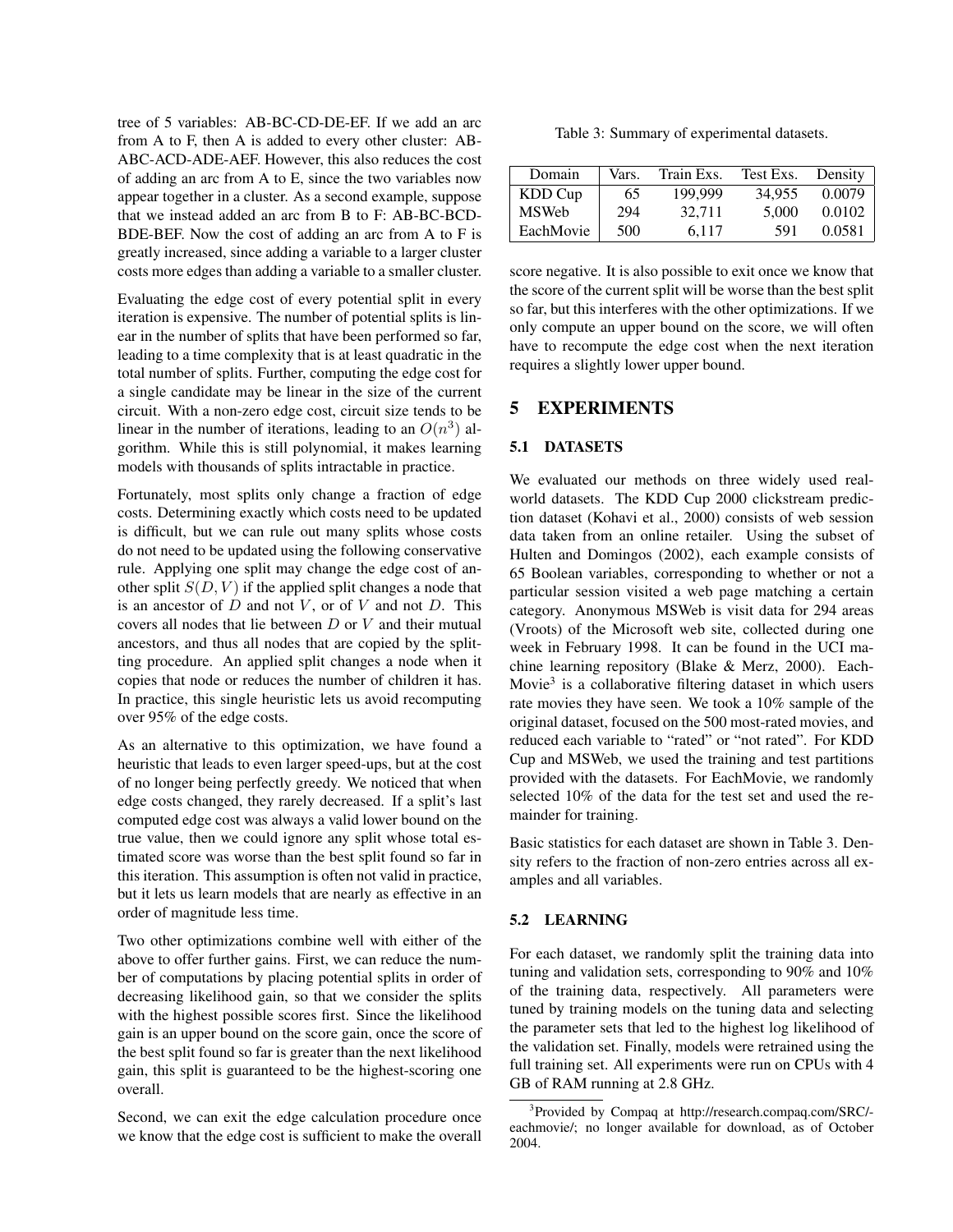tree of 5 variables: AB-BC-CD-DE-EF. If we add an arc from A to F, then A is added to every other cluster: AB-ABC-ACD-ADE-AEF. However, this also reduces the cost of adding an arc from A to E, since the two variables now appear together in a cluster. As a second example, suppose that we instead added an arc from B to F: AB-BC-BCD-BDE-BEF. Now the cost of adding an arc from A to F is greatly increased, since adding a variable to a larger cluster costs more edges than adding a variable to a smaller cluster.

Evaluating the edge cost of every potential split in every iteration is expensive. The number of potential splits is linear in the number of splits that have been performed so far, leading to a time complexity that is at least quadratic in the total number of splits. Further, computing the edge cost for a single candidate may be linear in the size of the current circuit. With a non-zero edge cost, circuit size tends to be linear in the number of iterations, leading to an $O(n^3)$ algorithm. While this is still polynomial, it makes learning models with thousands of splits intractable in practice.

Fortunately, most splits only change a fraction of edge costs. Determining exactly which costs need to be updated is difficult, but we can rule out many splits whose costs do not need to be updated using the following conservative rule. Applying one split may change the edge cost of another split $S(D, V)$ if the applied split changes a node that is an ancestor of $D$ and not $V$, or of $V$ and not $D$. This covers all nodes that lie between $D$ or $V$ and their mutual ancestors, and thus all nodes that are copied by the splitting procedure. An applied split changes a node when it copies that node or reduces the number of children it has. In practice, this single heuristic lets us avoid recomputing over 95% of the edge costs.

As an alternative to this optimization, we have found a heuristic that leads to even larger speed-ups, but at the cost of no longer being perfectly greedy. We noticed that when edge costs changed, they rarely decreased. If a split's last computed edge cost was always a valid lower bound on the true value, then we could ignore any split whose total estimated score was worse than the best split found so far in this iteration. This assumption is often not valid in practice, but it lets us learn models that are nearly as effective in an order of magnitude less time.

Two other optimizations combine well with either of the above to offer further gains. First, we can reduce the number of computations by placing potential splits in order of decreasing likelihood gain, so that we consider the splits with the highest possible scores first. Since the likelihood gain is an upper bound on the score gain, once the score of the best split found so far is greater than the next likelihood gain, this split is guaranteed to be the highest-scoring one overall.

Second, we can exit the edge calculation procedure once we know that the edge cost is sufficient to make the overall score negative. It is also possible to exit once we know that the score of the current split will be worse than the best split so far, but this interferes with the other optimizations. If we only compute an upper bound on the score, we will often have to recompute the edge cost when the next iteration requires a slightly lower upper bound.

Table 3: Summary of experimental datasets.

| Domain | Vars. | Train Exs. | Test Exs. | Density |
|---|---|---|---|---|
| KDD Cup | 65 | 199,999 | 34,955 | 0.0079 |
| MSWeb | 294 | 32,711 | 5,000 | 0.0102 |
| EachMovie | 500 | 6,117 | 591 | 0.0581 |

## 5 EXPERIMENTS

### 5.1 DATASETS

We evaluated our methods on three widely used real-world datasets. The KDD Cup 2000 clickstream prediction dataset (Kohavi et al., 2000) consists of web session data taken from an online retailer. Using the subset of Hulten and Domingos (2002), each example consists of 65 Boolean variables, corresponding to whether or not a particular session visited a web page matching a certain category. Anonymous MSWeb is visit data for 294 areas (Vroots) of the Microsoft web site, collected during one week in February 1998. It can be found in the UCI machine learning repository (Blake & Merz, 2000). EachMovie[3] is a collaborative filtering dataset in which users rate movies they have seen. We took a 10% sample of the original dataset, focused on the 500 most-rated movies, and reduced each variable to "rated" or "not rated". For KDD Cup and MSWeb, we used the training and test partitions provided with the datasets. For EachMovie, we randomly selected 10% of the data for the test set and used the remainder for training.

Basic statistics for each dataset are shown in Table 3. Density refers to the fraction of non-zero entries across all examples and all variables.

### 5.2 LEARNING

For each dataset, we randomly split the training data into tuning and validation sets, corresponding to 90% and 10% of the training data, respectively. All parameters were tuned by training models on the tuning data and selecting the parameter sets that led to the highest log likelihood of the validation set. Finally, models were retrained using the full training set. All experiments were run on CPUs with 4 GB of RAM running at 2.8 GHz.

[3]Provided by Compaq at http://research.compaq.com/SRC/-eachmovie/; no longer available for download, as of October 2004.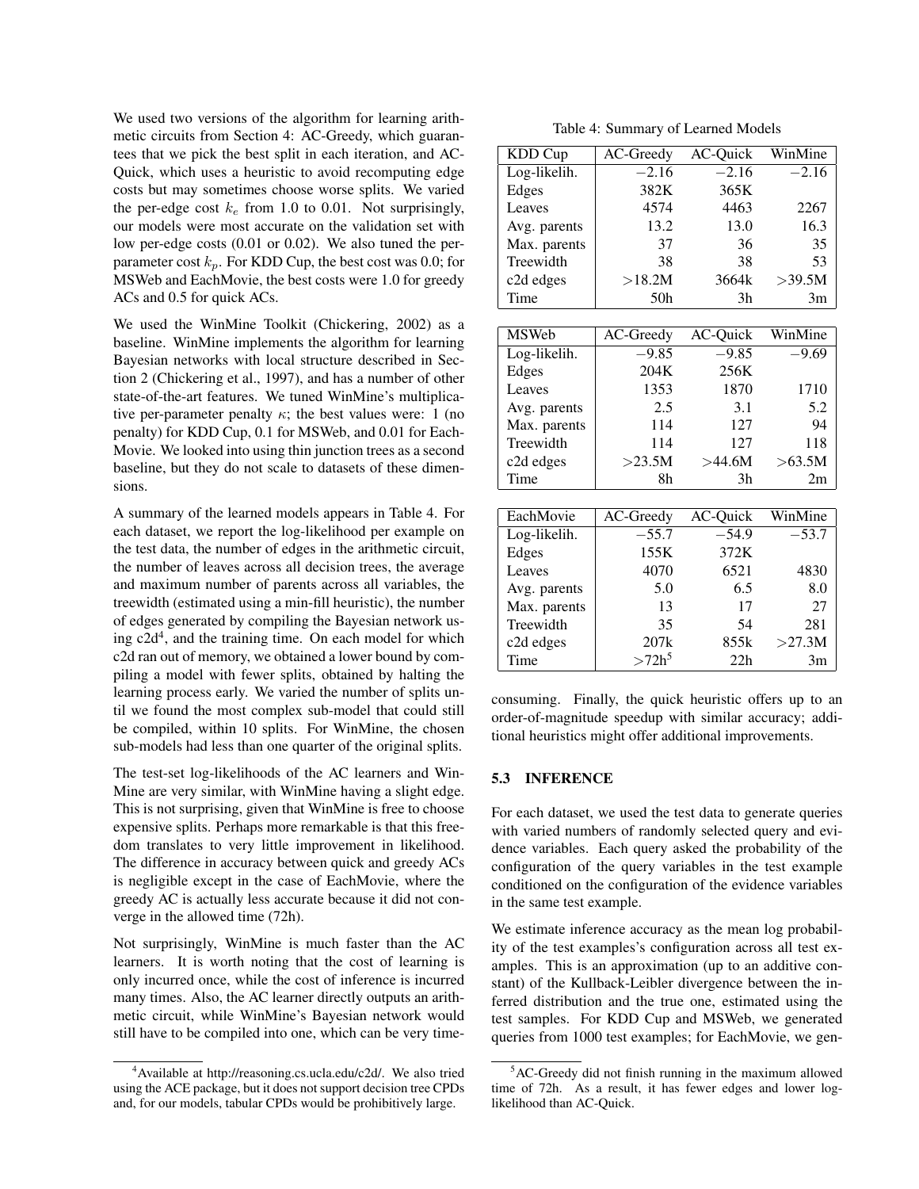We used two versions of the algorithm for learning arithmetic circuits from Section 4: AC-Greedy, which guarantees that we pick the best split in each iteration, and AC-Quick, which uses a heuristic to avoid recomputing edge costs but may sometimes choose worse splits. We varied the per-edge cost $k_e$ from 1.0 to 0.01. Not surprisingly, our models were most accurate on the validation set with low per-edge costs (0.01 or 0.02). We also tuned the per-parameter cost $k_p$. For KDD Cup, the best cost was 0.0; for MSWeb and EachMovie, the best costs were 1.0 for greedy ACs and 0.5 for quick ACs.

We used the WinMine Toolkit (Chickering, 2002) as a baseline. WinMine implements the algorithm for learning Bayesian networks with local structure described in Section 2 (Chickering et al., 1997), and has a number of other state-of-the-art features. We tuned WinMine's multiplicative per-parameter penalty $\kappa$; the best values were: 1 (no penalty) for KDD Cup, 0.1 for MSWeb, and 0.01 for EachMovie. We looked into using thin junction trees as a second baseline, but they do not scale to datasets of these dimensions.

A summary of the learned models appears in Table 4. For each dataset, we report the log-likelihood per example on the test data, the number of edges in the arithmetic circuit, the number of leaves across all decision trees, the average and maximum number of parents across all variables, the treewidth (estimated using a min-fill heuristic), the number of edges generated by compiling the Bayesian network using c2d[4], and the training time. On each model for which c2d ran out of memory, we obtained a lower bound by compiling a model with fewer splits, obtained by halting the learning process early. We varied the number of splits until we found the most complex sub-model that could still be compiled, within 10 splits. For WinMine, the chosen sub-models had less than one quarter of the original splits.

The test-set log-likelihoods of the AC learners and WinMine are very similar, with WinMine having a slight edge. This is not surprising, given that WinMine is free to choose expensive splits. Perhaps more remarkable is that this freedom translates to very little improvement in likelihood. The difference in accuracy between quick and greedy ACs is negligible except in the case of EachMovie, where the greedy AC is actually less accurate because it did not converge in the allowed time (72h).

Not surprisingly, WinMine is much faster than the AC learners. It is worth noting that the cost of learning is only incurred once, while the cost of inference is incurred many times. Also, the AC learner directly outputs an arithmetic circuit, while WinMine's Bayesian network would still have to be compiled into one, which can be very time-consuming. Finally, the quick heuristic offers up to an order-of-magnitude speedup with similar accuracy; additional heuristics might offer additional improvements.

Table 4: Summary of Learned Models

| KDD Cup | AC-Greedy | AC-Quick | WinMine |
|---|---|---|---|
| Log-likelih. | $-2.16$ | $-2.16$ | $-2.16$ |
| Edges | 382K | 365K | |
| Leaves | 4574 | 4463 | 2267 |
| Avg. parents | 13.2 | 13.0 | 16.3 |
| Max. parents | 37 | 36 | 35 |
| Treewidth | 38 | 38 | 53 |
| c2d edges | >18.2M | 3664k | >39.5M |
| Time | 50h | 3h | 3m |

| MSWeb | AC-Greedy | AC-Quick | WinMine |
|---|---|---|---|
| Log-likelih. | $-9.85$ | $-9.85$ | $-9.69$ |
| Edges | 204K | 256K | |
| Leaves | 1353 | 1870 | 1710 |
| Avg. parents | 2.5 | 3.1 | 5.2 |
| Max. parents | 114 | 127 | 94 |
| Treewidth | 114 | 127 | 118 |
| c2d edges | >23.5M | >44.6M | >63.5M |
| Time | 8h | 3h | 2m |

| EachMovie | AC-Greedy | AC-Quick | WinMine |
|---|---|---|---|
| Log-likelih. | $-55.7$ | $-54.9$ | $-53.7$ |
| Edges | 155K | 372K | |
| Leaves | 4070 | 6521 | 4830 |
| Avg. parents | 5.0 | 6.5 | 8.0 |
| Max. parents | 13 | 17 | 27 |
| Treewidth | 35 | 54 | 281 |
| c2d edges | 207k | 855k | >27.3M |
| Time | >72h[5] | 22h | 3m |

### 5.3 INFERENCE

For each dataset, we used the test data to generate queries with varied numbers of randomly selected query and evidence variables. Each query asked the probability of the configuration of the query variables in the test example conditioned on the configuration of the evidence variables in the same test example.

We estimate inference accuracy as the mean log probability of the test examples's configuration across all test examples. This is an approximation (up to an additive constant) of the Kullback-Leibler divergence between the inferred distribution and the true one, estimated using the test samples. For KDD Cup and MSWeb, we generated queries from 1000 test examples; for EachMovie, we gen-

[4] Available at http://reasoning.cs.ucla.edu/c2d/. We also tried using the ACE package, but it does not support decision tree CPDs and, for our models, tabular CPDs would be prohibitively large.

[5] AC-Greedy did not finish running in the maximum allowed time of 72h. As a result, it has fewer edges and lower log-likelihood than AC-Quick.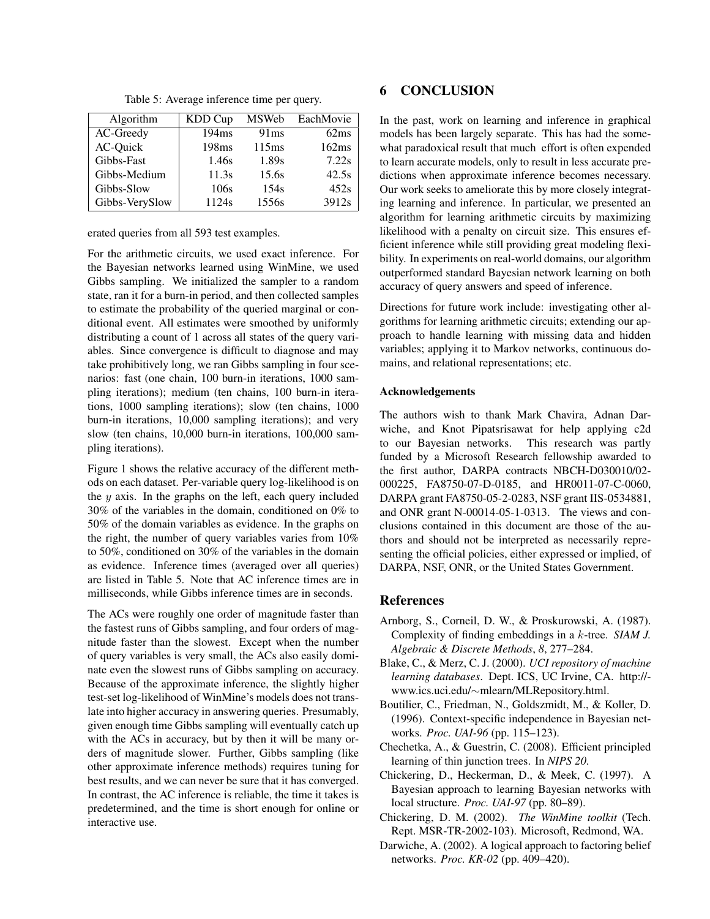Table 5: Average inference time per query.

| Algorithm | KDD Cup | MSWeb | EachMovie |
|---|---|---|---|
| AC-Greedy | 194ms | 91ms | 62ms |
| AC-Quick | 198ms | 115ms | 162ms |
| Gibbs-Fast | 1.46s | 1.89s | 7.22s |
| Gibbs-Medium | 11.3s | 15.6s | 42.5s |
| Gibbs-Slow | 106s | 154s | 452s |
| Gibbs-VerySlow | 1124s | 1556s | 3912s |

erated queries from all 593 test examples.

For the arithmetic circuits, we used exact inference. For the Bayesian networks learned using WinMine, we used Gibbs sampling. We initialized the sampler to a random state, ran it for a burn-in period, and then collected samples to estimate the probability of the queried marginal or conditional event. All estimates were smoothed by uniformly distributing a count of 1 across all states of the query variables. Since convergence is difficult to diagnose and may take prohibitively long, we ran Gibbs sampling in four scenarios: fast (one chain, 100 burn-in iterations, 1000 sampling iterations); medium (ten chains, 100 burn-in iterations, 1000 sampling iterations); slow (ten chains, 1000 burn-in iterations, 10,000 sampling iterations); and very slow (ten chains, 10,000 burn-in iterations, 100,000 sampling iterations).

Figure 1 shows the relative accuracy of the different methods on each dataset. Per-variable query log-likelihood is on the $y$ axis. In the graphs on the left, each query included 30% of the variables in the domain, conditioned on 0% to 50% of the domain variables as evidence. In the graphs on the right, the number of query variables varies from 10% to 50%, conditioned on 30% of the variables in the domain as evidence. Inference times (averaged over all queries) are listed in Table 5. Note that AC inference times are in milliseconds, while Gibbs inference times are in seconds.

The ACs were roughly one order of magnitude faster than the fastest runs of Gibbs sampling, and four orders of magnitude faster than the slowest. Except when the number of query variables is very small, the ACs also easily dominate even the slowest runs of Gibbs sampling on accuracy. Because of the approximate inference, the slightly higher test-set log-likelihood of WinMine's models does not translate into higher accuracy in answering queries. Presumably, given enough time Gibbs sampling will eventually catch up with the ACs in accuracy, but by then it will be many orders of magnitude slower. Further, Gibbs sampling (like other approximate inference methods) requires tuning for best results, and we can never be sure that it has converged. In contrast, the AC inference is reliable, the time it takes is predetermined, and the time is short enough for online or interactive use.

# 6 CONCLUSION

In the past, work on learning and inference in graphical models has been largely separate. This has had the somewhat paradoxical result that much effort is often expended to learn accurate models, only to result in less accurate predictions when approximate inference becomes necessary. Our work seeks to ameliorate this by more closely integrating learning and inference. In particular, we presented an algorithm for learning arithmetic circuits by maximizing likelihood with a penalty on circuit size. This ensures efficient inference while still providing great modeling flexibility. In experiments on real-world domains, our algorithm outperformed standard Bayesian network learning on both accuracy of query answers and speed of inference.

Directions for future work include: investigating other algorithms for learning arithmetic circuits; extending our approach to handle learning with missing data and hidden variables; applying it to Markov networks, continuous domains, and relational representations; etc.

### Acknowledgements

The authors wish to thank Mark Chavira, Adnan Darwiche, and Knot Pipatsrisawat for help applying c2d to our Bayesian networks. This research was partly funded by a Microsoft Research fellowship awarded to the first author, DARPA contracts NBCH-D030010/02-000225, FA8750-07-D-0185, and HR0011-07-C-0060, DARPA grant FA8750-05-2-0283, NSF grant IIS-0534881, and ONR grant N-00014-05-1-0313. The views and conclusions contained in this document are those of the authors and should not be interpreted as necessarily representing the official policies, either expressed or implied, of DARPA, NSF, ONR, or the United States Government.

## References

Arnborg, S., Corneil, D. W., & Proskurowski, A. (1987). Complexity of finding embeddings in a $k$-tree. *SIAM J. Algebraic & Discrete Methods*, *8*, 277–284.

Blake, C., & Merz, C. J. (2000). *UCI repository of machine learning databases*. Dept. ICS, UC Irvine, CA. http://www.ics.uci.edu/~mlearn/MLRepository.html.

Boutilier, C., Friedman, N., Goldszmidt, M., & Koller, D. (1996). Context-specific independence in Bayesian networks. *Proc. UAI-96* (pp. 115–123).

Chechetka, A., & Guestrin, C. (2008). Efficient principled learning of thin junction trees. In *NIPS 20*.

Chickering, D., Heckerman, D., & Meek, C. (1997). A Bayesian approach to learning Bayesian networks with local structure. *Proc. UAI-97* (pp. 80–89).

Chickering, D. M. (2002). *The WinMine toolkit* (Tech. Rept. MSR-TR-2002-103). Microsoft, Redmond, WA.

Darwiche, A. (2002). A logical approach to factoring belief networks. *Proc. KR-02* (pp. 409–420).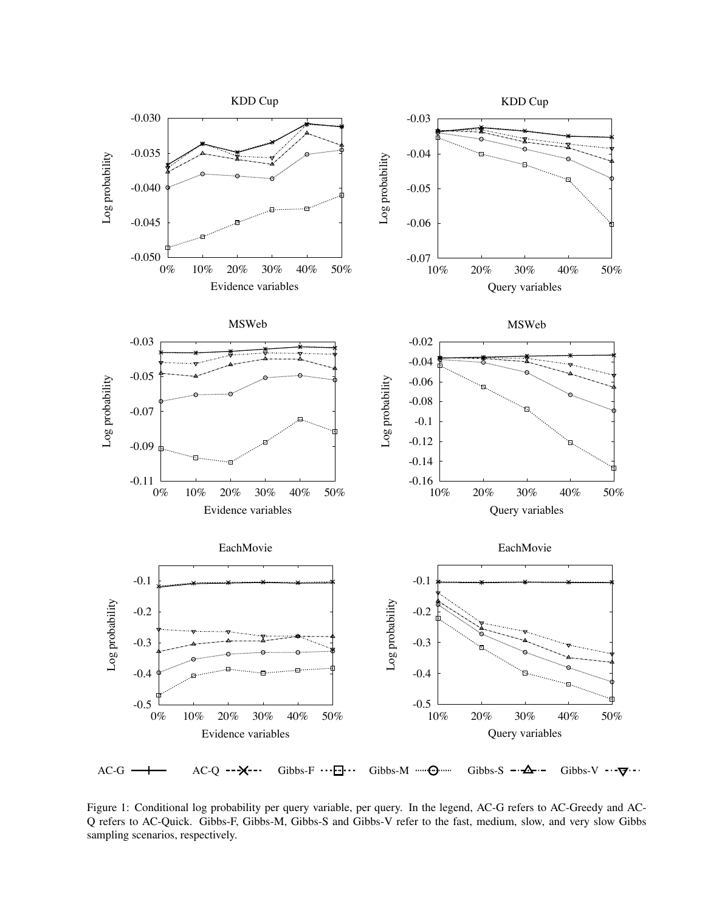Figure 1: Conditional log probability per query variable, per query. In the legend, AC-G refers to AC-Greedy and AC-Q refers to AC-Quick. Gibbs-F, Gibbs-M, Gibbs-S and Gibbs-V refer to the fast, medium, slow, and very slow Gibbs sampling scenarios, respectively.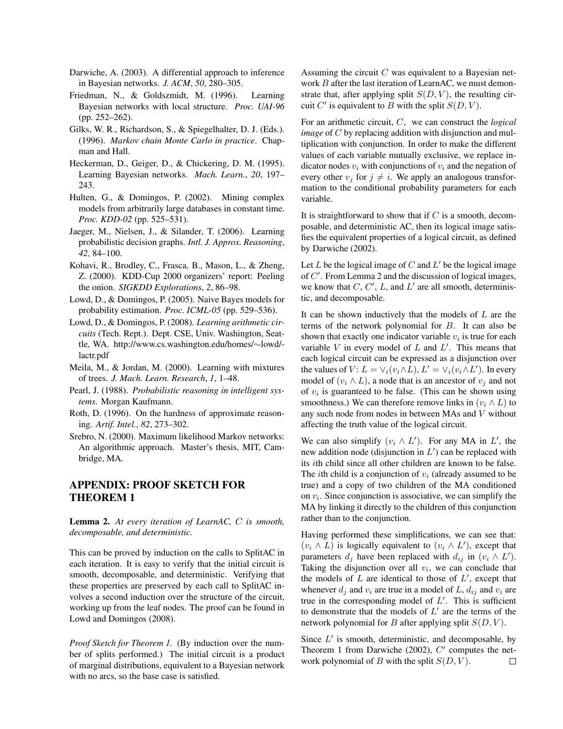Darwiche, A. (2003). A differential approach to inference in Bayesian networks. *J. ACM*, *50*, 280–305.

Friedman, N., & Goldszmidt, M. (1996). Learning Bayesian networks with local structure. *Proc. UAI-96* (pp. 252–262).

Gilks, W. R., Richardson, S., & Spiegelhalter, D. J. (Eds.). (1996). *Markov chain Monte Carlo in practice*. Chapman and Hall.

Heckerman, D., Geiger, D., & Chickering, D. M. (1995). Learning Bayesian networks. *Mach. Learn.*, *20*, 197–243.

Hulten, G., & Domingos, P. (2002). Mining complex models from arbitrarily large databases in constant time. *Proc. KDD-02* (pp. 525–531).

Jaeger, M., Nielsen, J., & Silander, T. (2006). Learning probabilistic decision graphs. *Intl. J. Approx. Reasoning*, *42*, 84–100.

Kohavi, R., Brodley, C., Frasca, B., Mason, L., & Zheng, Z. (2000). KDD-Cup 2000 organizers' report: Peeling the onion. *SIGKDD Explorations*, *2*, 86–98.

Lowd, D., & Domingos, P. (2005). Naive Bayes models for probability estimation. *Proc. ICML-05* (pp. 529–536).

Lowd, D., & Domingos, P. (2008). *Learning arithmetic circuits* (Tech. Rept.). Dept. CSE, Univ. Washington, Seattle, WA. http://www.cs.washington.edu/homes/∼lowd/lactr.pdf

Meila, M., & Jordan, M. (2000). Learning with mixtures of trees. *J. Mach. Learn. Research*, *1*, 1–48.

Pearl, J. (1988). *Probabilistic reasoning in intelligent systems*. Morgan Kaufmann.

Roth, D. (1996). On the hardness of approximate reasoning. *Artif. Intel.*, *82*, 273–302.

Srebro, N. (2000). Maximum likelihood Markov networks: An algorithmic approach. Master's thesis, MIT, Cambridge, MA.

## APPENDIX: PROOF SKETCH FOR THEOREM 1

**Lemma 2.** *At every iteration of LearnAC, C is smooth, decomposable, and deterministic.*

This can be proved by induction on the calls to SplitAC in each iteration. It is easy to verify that the initial circuit is smooth, decomposable, and deterministic. Verifying that these properties are preserved by each call to SplitAC involves a second induction over the structure of the circuit, working up from the leaf nodes. The proof can be found in Lowd and Domingos (2008).

*Proof Sketch for Theorem 1.* (By induction over the number of splits performed.) The initial circuit is a product of marginal distributions, equivalent to a Bayesian network with no arcs, so the base case is satisfied.

Assuming the circuit $C$ was equivalent to a Bayesian network $B$ after the last iteration of LearnAC, we must demonstrate that, after applying split $S(D, V)$, the resulting circuit $C'$ is equivalent to $B$ with the split $S(D, V)$.

For an arithmetic circuit, $C$, we can construct the *logical image* of $C$ by replacing addition with disjunction and multiplication with conjunction. In order to make the different values of each variable mutually exclusive, we replace indicator nodes $v_i$ with conjunctions of $v_i$ and the negation of every other $v_j$ for $j \neq i$. We apply an analogous transformation to the conditional probability parameters for each variable.

It is straightforward to show that if $C$ is a smooth, decomposable, and deterministic AC, then its logical image satisfies the equivalent properties of a logical circuit, as defined by Darwiche (2002).

Let $L$ be the logical image of $C$ and $L'$ be the logical image of $C'$. From Lemma 2 and the discussion of logical images, we know that $C$, $C'$, $L$, and $L'$ are all smooth, deterministic, and decomposable.

It can be shown inductively that the models of $L$ are the terms of the network polynomial for $B$. It can also be shown that exactly one indicator variable $v_i$ is true for each variable $V$ in every model of $L$ and $L'$. This means that each logical circuit can be expressed as a disjunction over the values of $V$: $L = \vee_i (v_i \wedge L)$, $L' = \vee_i (v_i \wedge L')$. In every model of $(v_i \wedge L)$, a node that is an ancestor of $v_j$ and not of $v_i$ is guaranteed to be false. (This can be shown using smoothness.) We can therefore remove links in $(v_i \wedge L)$ to any such node from nodes in between MAs and $V$ without affecting the truth value of the logical circuit.

We can also simplify $(v_i \wedge L')$. For any MA in $L'$, the new addition node (disjunction in $L'$) can be replaced with its $i$th child since all other children are known to be false. The $i$th child is a conjunction of $v_i$ (already assumed to be true) and a copy of two children of the MA conditioned on $v_i$. Since conjunction is associative, we can simplify the MA by linking it directly to the children of this conjunction rather than to the conjunction.

Having performed these simplifications, we can see that: $(v_i \wedge L)$ is logically equivalent to $(v_i \wedge L')$, except that parameters $d_j$ have been replaced with $d_{ij}$ in $(v_i \wedge L')$. Taking the disjunction over all $v_i$, we can conclude that the models of $L$ are identical to those of $L'$, except that whenever $d_j$ and $v_i$ are true in a model of $L$, $d_{ij}$ and $v_i$ are true in the corresponding model of $L'$. This is sufficient to demonstrate that the models of $L'$ are the terms of the network polynomial for $B$ after applying split $S(D, V)$.

Since $L'$ is smooth, deterministic, and decomposable, by Theorem 1 from Darwiche (2002), $C'$ computes the network polynomial of $B$ with the split $S(D, V)$. □